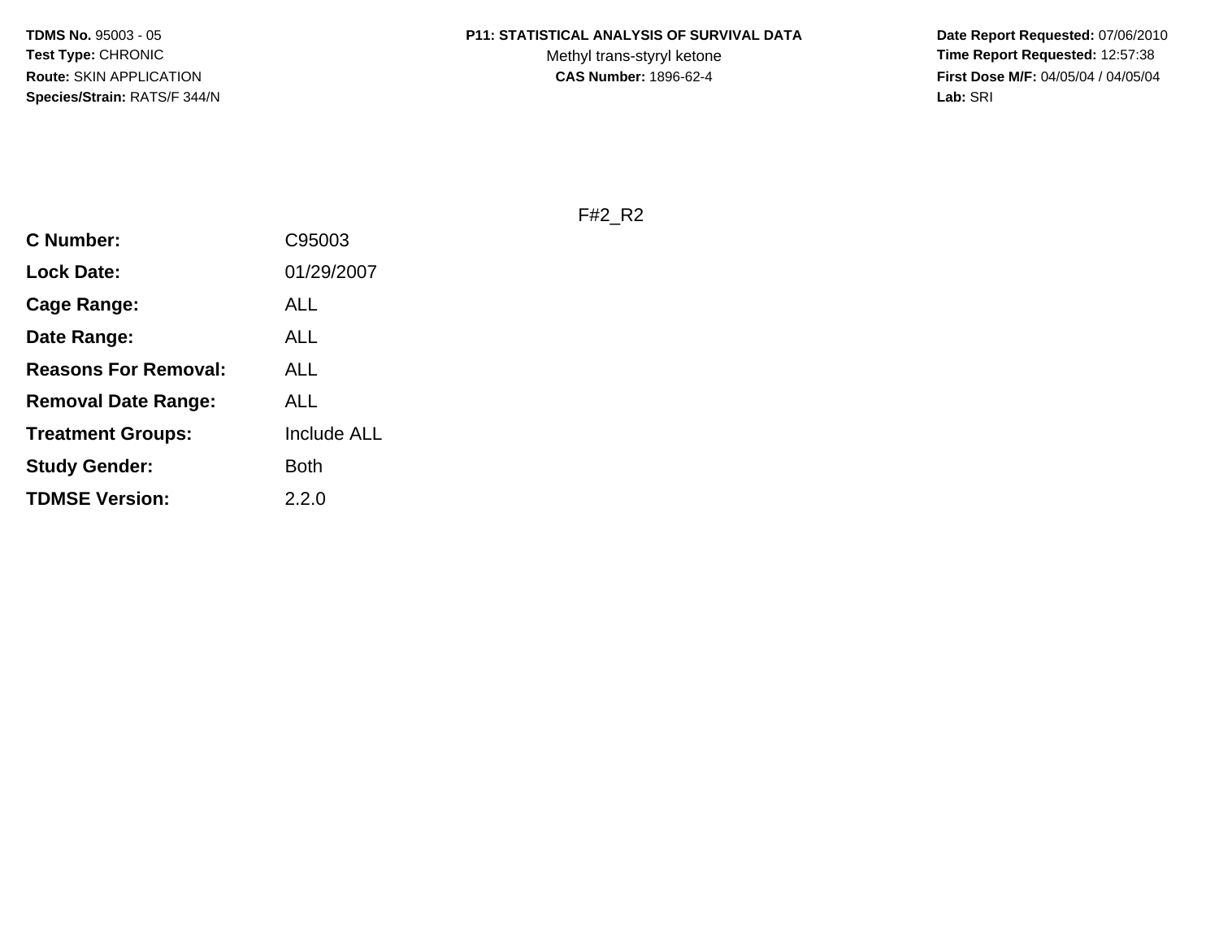**TDMS No.** 95003 - 05
**Test Type:** CHRONIC
**Route:** SKIN APPLICATION
**Species/Strain:** RATS/F 344/N

**P11: STATISTICAL ANALYSIS OF SURVIVAL DATA**
Methyl trans-styryl ketone
**CAS Number:** 1896-62-4

**Date Report Requested:** 07/06/2010
**Time Report Requested:** 12:57:38
**First Dose M/F:** 04/05/04 / 04/05/04
**Lab:** SRI

F#2_R2

| | |
|---|---|
| **C Number:** | C95003 |
| **Lock Date:** | 01/29/2007 |
| **Cage Range:** | ALL |
| **Date Range:** | ALL |
| **Reasons For Removal:** | ALL |
| **Removal Date Range:** | ALL |
| **Treatment Groups:** | Include ALL |
| **Study Gender:** | Both |
| **TDMSE Version:** | 2.2.0 |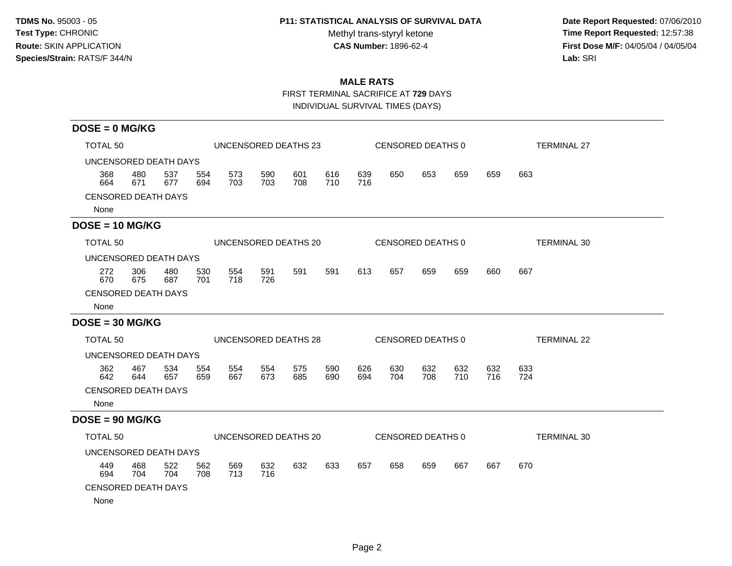**TDMS No.** 95003 - 05
**Test Type:** CHRONIC
**Route:** SKIN APPLICATION
**Species/Strain:** RATS/F 344/N

**P11: STATISTICAL ANALYSIS OF SURVIVAL DATA**
Methyl trans-styryl ketone
**CAS Number:** 1896-62-4

**Date Report Requested:** 07/06/2010
**Time Report Requested:** 12:57:38
**First Dose M/F:** 04/05/04 / 04/05/04
**Lab:** SRI

## MALE RATS

FIRST TERMINAL SACRIFICE AT **729** DAYS
INDIVIDUAL SURVIVAL TIMES (DAYS)

### DOSE = 0 MG/KG

TOTAL 50 | UNCENSORED DEATHS 23 | CENSORED DEATHS 0 | TERMINAL 27

UNCENSORED DEATH DAYS

368 480 537 554 573 590 601 616 639 650 653 659 659 663
664 671 677 694 703 703 708 710 716

CENSORED DEATH DAYS

None

### DOSE = 10 MG/KG

TOTAL 50 | UNCENSORED DEATHS 20 | CENSORED DEATHS 0 | TERMINAL 30

UNCENSORED DEATH DAYS

272 306 480 530 554 591 591 591 613 657 659 659 660 667
670 675 687 701 718 726

CENSORED DEATH DAYS

None

### DOSE = 30 MG/KG

TOTAL 50 | UNCENSORED DEATHS 28 | CENSORED DEATHS 0 | TERMINAL 22

UNCENSORED DEATH DAYS

362 467 534 554 554 554 575 590 626 630 632 632 632 633
642 644 657 659 667 673 685 690 694 704 708 710 716 724

CENSORED DEATH DAYS

None

### DOSE = 90 MG/KG

TOTAL 50 | UNCENSORED DEATHS 20 | CENSORED DEATHS 0 | TERMINAL 30

UNCENSORED DEATH DAYS

449 468 522 562 569 632 632 633 657 658 659 667 667 670
694 704 704 708 713 716

CENSORED DEATH DAYS

None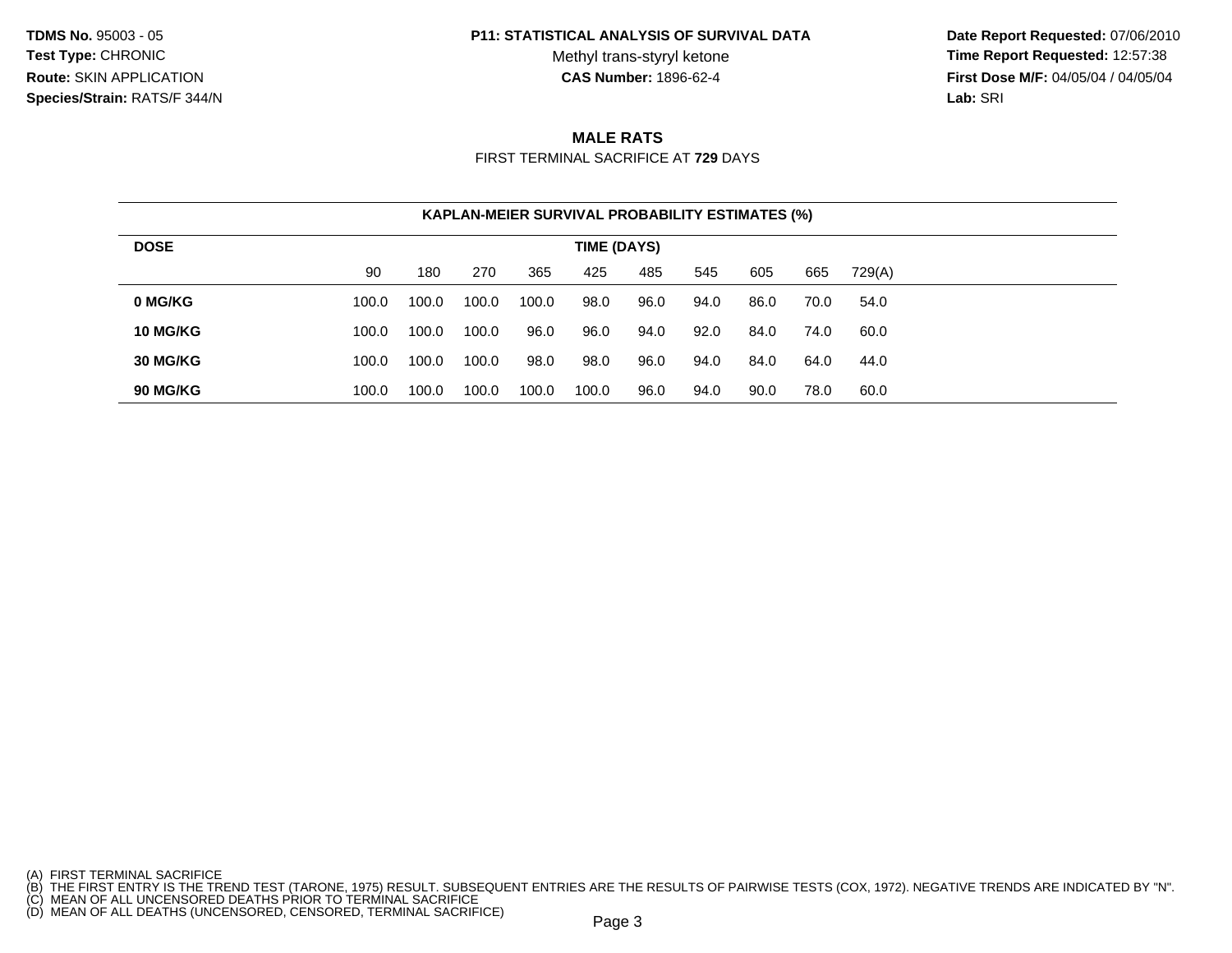**TDMS No.** 95003 - 05
**Test Type:** CHRONIC
**Route:** SKIN APPLICATION
**Species/Strain:** RATS/F 344/N

**P11: STATISTICAL ANALYSIS OF SURVIVAL DATA**
Methyl trans-styryl ketone
**CAS Number:** 1896-62-4

**Date Report Requested:** 07/06/2010
**Time Report Requested:** 12:57:38
**First Dose M/F:** 04/05/04 / 04/05/04
**Lab:** SRI

## MALE RATS

FIRST TERMINAL SACRIFICE AT **729** DAYS

**KAPLAN-MEIER SURVIVAL PROBABILITY ESTIMATES (%)**

| DOSE | TIME (DAYS) | | | | | | | | | |
|---|---|---|---|---|---|---|---|---|---|---|
| | 90 | 180 | 270 | 365 | 425 | 485 | 545 | 605 | 665 | 729(A) |
| **0 MG/KG** | 100.0 | 100.0 | 100.0 | 100.0 | 98.0 | 96.0 | 94.0 | 86.0 | 70.0 | 54.0 |
| **10 MG/KG** | 100.0 | 100.0 | 100.0 | 96.0 | 96.0 | 94.0 | 92.0 | 84.0 | 74.0 | 60.0 |
| **30 MG/KG** | 100.0 | 100.0 | 100.0 | 98.0 | 98.0 | 96.0 | 94.0 | 84.0 | 64.0 | 44.0 |
| **90 MG/KG** | 100.0 | 100.0 | 100.0 | 100.0 | 100.0 | 96.0 | 94.0 | 90.0 | 78.0 | 60.0 |

(A) FIRST TERMINAL SACRIFICE
(B) THE FIRST ENTRY IS THE TREND TEST (TARONE, 1975) RESULT. SUBSEQUENT ENTRIES ARE THE RESULTS OF PAIRWISE TESTS (COX, 1972). NEGATIVE TRENDS ARE INDICATED BY "N".
(C) MEAN OF ALL UNCENSORED DEATHS PRIOR TO TERMINAL SACRIFICE
(D) MEAN OF ALL DEATHS (UNCENSORED, CENSORED, TERMINAL SACRIFICE)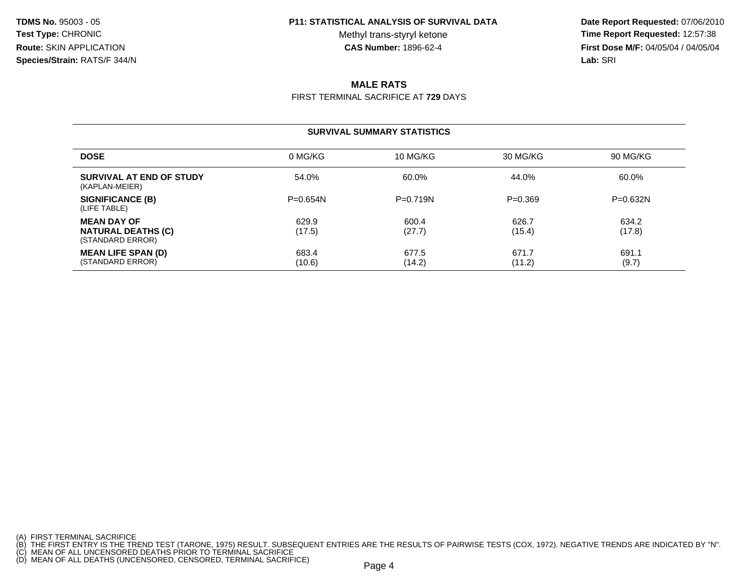**TDMS No.** 95003 - 05
**Test Type:** CHRONIC
**Route:** SKIN APPLICATION
**Species/Strain:** RATS/F 344/N

**P11: STATISTICAL ANALYSIS OF SURVIVAL DATA**
Methyl trans-styryl ketone
**CAS Number:** 1896-62-4

**Date Report Requested:** 07/06/2010
**Time Report Requested:** 12:57:38
**First Dose M/F:** 04/05/04 / 04/05/04
**Lab:** SRI

## MALE RATS

FIRST TERMINAL SACRIFICE AT **729** DAYS

### SURVIVAL SUMMARY STATISTICS

| DOSE | 0 MG/KG | 10 MG/KG | 30 MG/KG | 90 MG/KG |
|---|---|---|---|---|
| **SURVIVAL AT END OF STUDY** (KAPLAN-MEIER) | 54.0% | 60.0% | 44.0% | 60.0% |
| **SIGNIFICANCE (B)** (LIFE TABLE) | P=0.654N | P=0.719N | P=0.369 | P=0.632N |
| **MEAN DAY OF NATURAL DEATHS (C)** (STANDARD ERROR) | 629.9 (17.5) | 600.4 (27.7) | 626.7 (15.4) | 634.2 (17.8) |
| **MEAN LIFE SPAN (D)** (STANDARD ERROR) | 683.4 (10.6) | 677.5 (14.2) | 671.7 (11.2) | 691.1 (9.7) |

(A) FIRST TERMINAL SACRIFICE
(B) THE FIRST ENTRY IS THE TREND TEST (TARONE, 1975) RESULT. SUBSEQUENT ENTRIES ARE THE RESULTS OF PAIRWISE TESTS (COX, 1972). NEGATIVE TRENDS ARE INDICATED BY "N".
(C) MEAN OF ALL UNCENSORED DEATHS PRIOR TO TERMINAL SACRIFICE
(D) MEAN OF ALL DEATHS (UNCENSORED, CENSORED, TERMINAL SACRIFICE)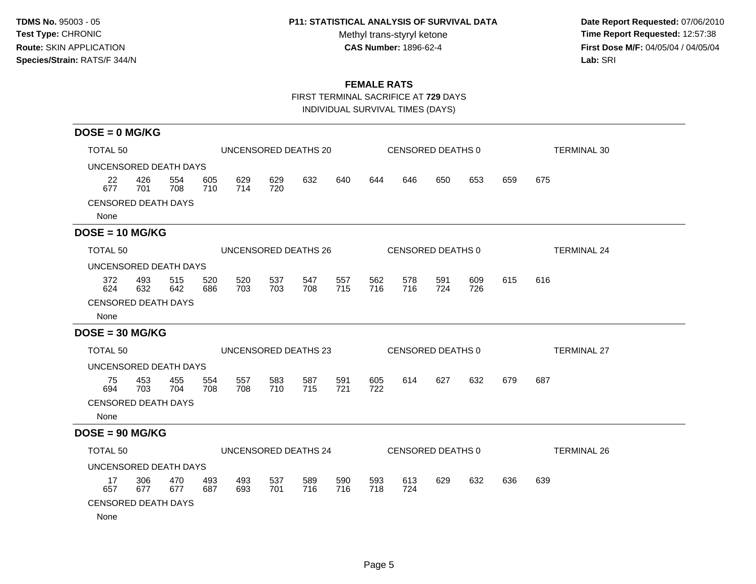**TDMS No.** 95003 - 05
**Test Type:** CHRONIC
**Route:** SKIN APPLICATION
**Species/Strain:** RATS/F 344/N

**P11: STATISTICAL ANALYSIS OF SURVIVAL DATA**
Methyl trans-styryl ketone
**CAS Number:** 1896-62-4

**Date Report Requested:** 07/06/2010
**Time Report Requested:** 12:57:38
**First Dose M/F:** 04/05/04 / 04/05/04
**Lab:** SRI

## FEMALE RATS

FIRST TERMINAL SACRIFICE AT **729** DAYS

INDIVIDUAL SURVIVAL TIMES (DAYS)

### DOSE = 0 MG/KG

TOTAL 50 | UNCENSORED DEATHS 20 | CENSORED DEATHS 0 | TERMINAL 30

UNCENSORED DEATH DAYS

22 426 554 605 629 629 632 640 644 646 650 653 659 675
677 701 708 710 714 720

CENSORED DEATH DAYS

None

### DOSE = 10 MG/KG

TOTAL 50 | UNCENSORED DEATHS 26 | CENSORED DEATHS 0 | TERMINAL 24

UNCENSORED DEATH DAYS

372 493 515 520 520 537 547 557 562 578 591 609 615 616
624 632 642 686 703 703 708 715 716 716 724 726

CENSORED DEATH DAYS

None

### DOSE = 30 MG/KG

TOTAL 50 | UNCENSORED DEATHS 23 | CENSORED DEATHS 0 | TERMINAL 27

UNCENSORED DEATH DAYS

75 453 455 554 557 583 587 591 605 614 627 632 679 687
694 703 704 708 708 710 715 721 722

CENSORED DEATH DAYS

None

### DOSE = 90 MG/KG

TOTAL 50 | UNCENSORED DEATHS 24 | CENSORED DEATHS 0 | TERMINAL 26

UNCENSORED DEATH DAYS

17 306 470 493 493 537 589 590 593 613 629 632 636 639
657 677 677 687 693 701 716 716 718 724

CENSORED DEATH DAYS

None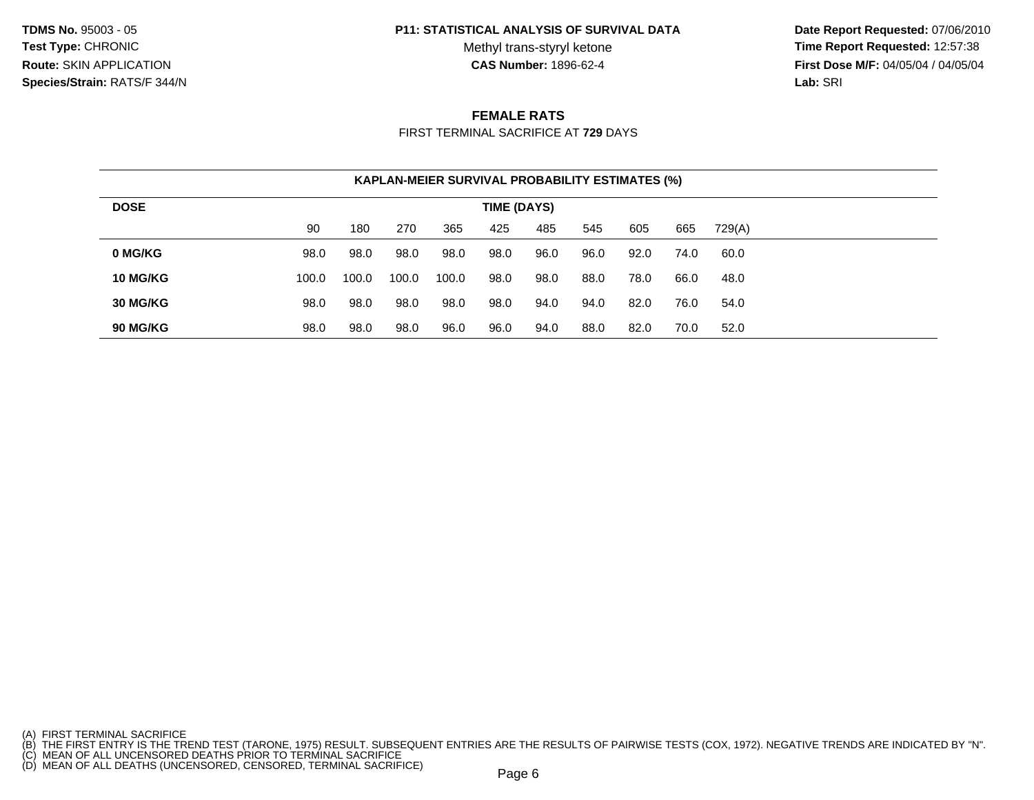**TDMS No.** 95003 - 05
**Test Type:** CHRONIC
**Route:** SKIN APPLICATION
**Species/Strain:** RATS/F 344/N

**P11: STATISTICAL ANALYSIS OF SURVIVAL DATA**
Methyl trans-styryl ketone
**CAS Number:** 1896-62-4

**Date Report Requested:** 07/06/2010
**Time Report Requested:** 12:57:38
**First Dose M/F:** 04/05/04 / 04/05/04
**Lab:** SRI

## FEMALE RATS

FIRST TERMINAL SACRIFICE AT **729** DAYS

**KAPLAN-MEIER SURVIVAL PROBABILITY ESTIMATES (%)**

| DOSE | TIME (DAYS) | | | | | | | | | |
|---|---|---|---|---|---|---|---|---|---|---|
| | 90 | 180 | 270 | 365 | 425 | 485 | 545 | 605 | 665 | 729(A) |
| **0 MG/KG** | 98.0 | 98.0 | 98.0 | 98.0 | 98.0 | 96.0 | 96.0 | 92.0 | 74.0 | 60.0 |
| **10 MG/KG** | 100.0 | 100.0 | 100.0 | 100.0 | 98.0 | 98.0 | 88.0 | 78.0 | 66.0 | 48.0 |
| **30 MG/KG** | 98.0 | 98.0 | 98.0 | 98.0 | 98.0 | 94.0 | 94.0 | 82.0 | 76.0 | 54.0 |
| **90 MG/KG** | 98.0 | 98.0 | 98.0 | 96.0 | 96.0 | 94.0 | 88.0 | 82.0 | 70.0 | 52.0 |

(A) FIRST TERMINAL SACRIFICE
(B) THE FIRST ENTRY IS THE TREND TEST (TARONE, 1975) RESULT. SUBSEQUENT ENTRIES ARE THE RESULTS OF PAIRWISE TESTS (COX, 1972). NEGATIVE TRENDS ARE INDICATED BY "N".
(C) MEAN OF ALL UNCENSORED DEATHS PRIOR TO TERMINAL SACRIFICE
(D) MEAN OF ALL DEATHS (UNCENSORED, CENSORED, TERMINAL SACRIFICE)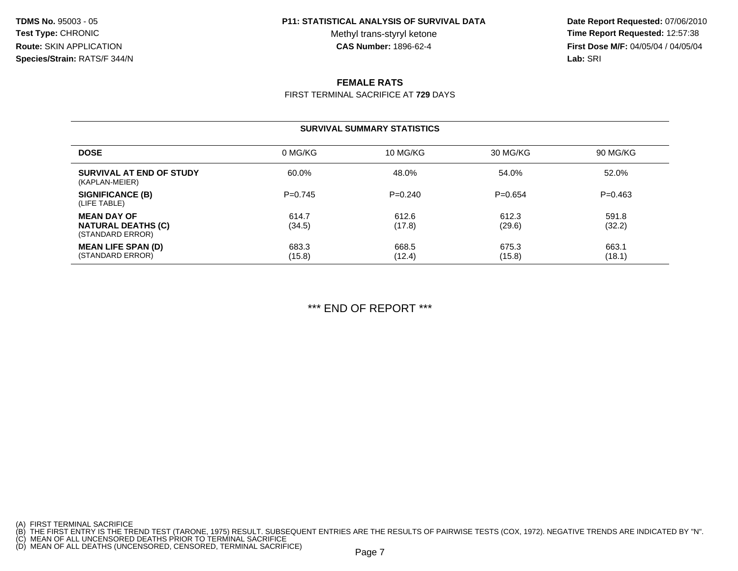**TDMS No.** 95003 - 05
**Test Type:** CHRONIC
**Route:** SKIN APPLICATION
**Species/Strain:** RATS/F 344/N

**P11: STATISTICAL ANALYSIS OF SURVIVAL DATA**
Methyl trans-styryl ketone
**CAS Number:** 1896-62-4

**Date Report Requested:** 07/06/2010
**Time Report Requested:** 12:57:38
**First Dose M/F:** 04/05/04 / 04/05/04
**Lab:** SRI

## FEMALE RATS

FIRST TERMINAL SACRIFICE AT **729** DAYS

### SURVIVAL SUMMARY STATISTICS

| DOSE | 0 MG/KG | 10 MG/KG | 30 MG/KG | 90 MG/KG |
|---|---|---|---|---|
| **SURVIVAL AT END OF STUDY** (KAPLAN-MEIER) | 60.0% | 48.0% | 54.0% | 52.0% |
| **SIGNIFICANCE (B)** (LIFE TABLE) | P=0.745 | P=0.240 | P=0.654 | P=0.463 |
| **MEAN DAY OF NATURAL DEATHS (C)** (STANDARD ERROR) | 614.7 (34.5) | 612.6 (17.8) | 612.3 (29.6) | 591.8 (32.2) |
| **MEAN LIFE SPAN (D)** (STANDARD ERROR) | 683.3 (15.8) | 668.5 (12.4) | 675.3 (15.8) | 663.1 (18.1) |

*** END OF REPORT ***

(A) FIRST TERMINAL SACRIFICE
(B) THE FIRST ENTRY IS THE TREND TEST (TARONE, 1975) RESULT. SUBSEQUENT ENTRIES ARE THE RESULTS OF PAIRWISE TESTS (COX, 1972). NEGATIVE TRENDS ARE INDICATED BY "N".
(C) MEAN OF ALL UNCENSORED DEATHS PRIOR TO TERMINAL SACRIFICE
(D) MEAN OF ALL DEATHS (UNCENSORED, CENSORED, TERMINAL SACRIFICE)